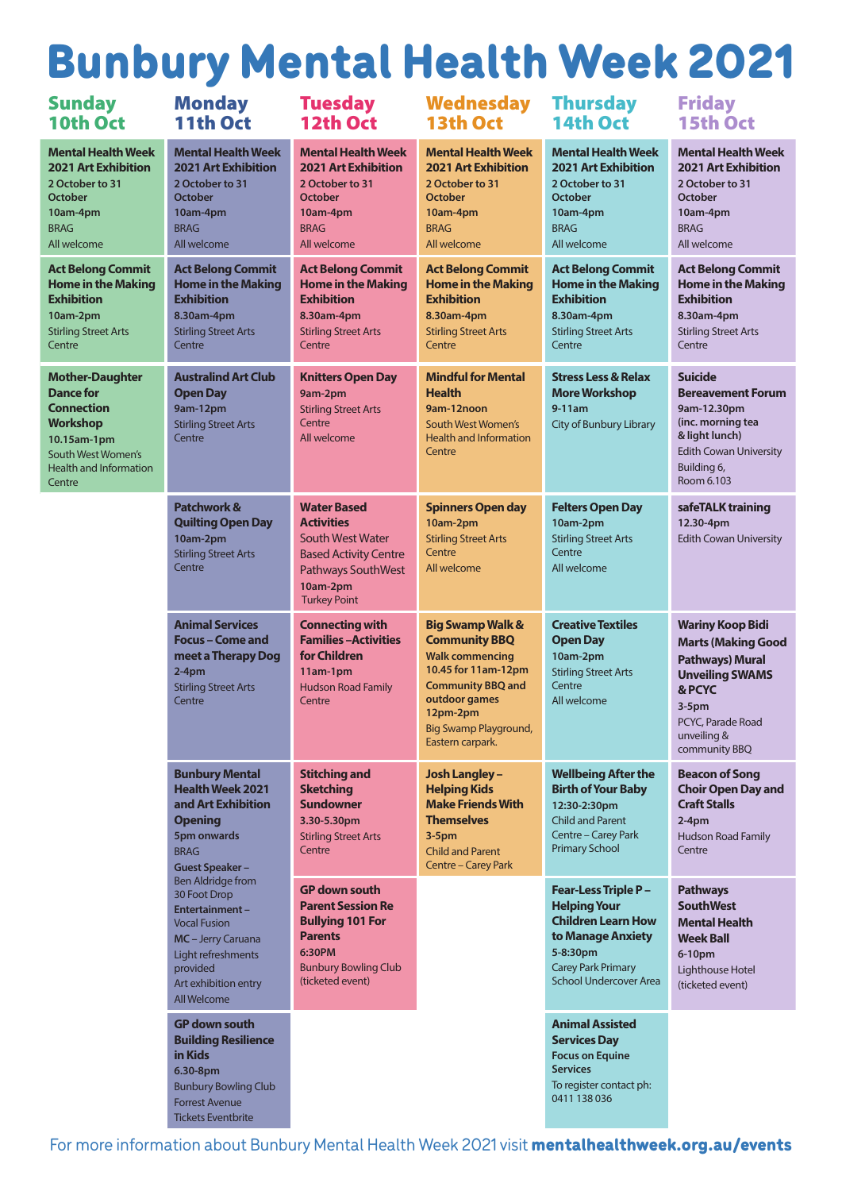# Bunbury Mental Health Week 2021

## Sunday 10th Oct

**Mental Health Week 2021 Art Exhibition**
2 October to 31 October
10am-4pm
BRAG
All welcome

**Act Belong Commit Home in the Making Exhibition**
10am-2pm
Stirling Street Arts Centre

**Mother-Daughter Dance for Connection Workshop**
10.15am-1pm
South West Women's Health and Information Centre

## Monday 11th Oct

**Mental Health Week 2021 Art Exhibition**
2 October to 31 October
10am-4pm
BRAG
All welcome

**Act Belong Commit Home in the Making Exhibition**
8.30am-4pm
Stirling Street Arts Centre

**Australind Art Club Open Day**
9am-12pm
Stirling Street Arts Centre

**Patchwork & Quilting Open Day**
10am-2pm
Stirling Street Arts Centre

**Animal Services Focus – Come and meet a Therapy Dog**
2-4pm
Stirling Street Arts Centre

**Bunbury Mental Health Week 2021 and Art Exhibition Opening**
5pm onwards
BRAG
Guest Speaker – Ben Aldridge from 30 Foot Drop
Entertainment – Vocal Fusion
MC – Jerry Caruana
Light refreshments provided
Art exhibition entry
All Welcome

**GP down south Building Resilience in Kids**
6.30-8pm
Bunbury Bowling Club
Forrest Avenue
Tickets Eventbrite

## Tuesday 12th Oct

**Mental Health Week 2021 Art Exhibition**
2 October to 31 October
10am-4pm
BRAG
All welcome

**Act Belong Commit Home in the Making Exhibition**
8.30am-4pm
Stirling Street Arts Centre

**Knitters Open Day**
9am-2pm
Stirling Street Arts Centre
All welcome

**Water Based Activities**
South West Water Based Activity Centre Pathways SouthWest
10am-2pm
Turkey Point

**Connecting with Families –Activities for Children**
11am-1pm
Hudson Road Family Centre

**Stitching and Sketching Sundowner**
3.30-5.30pm
Stirling Street Arts Centre

**GP down south Parent Session Re Bullying 101 For Parents**
6:30PM
Bunbury Bowling Club (ticketed event)

## Wednesday 13th Oct

**Mental Health Week 2021 Art Exhibition**
2 October to 31 October
10am-4pm
BRAG
All welcome

**Act Belong Commit Home in the Making Exhibition**
8.30am-4pm
Stirling Street Arts Centre

**Mindful for Mental Health**
9am-12noon
South West Women's Health and Information Centre

**Spinners Open day**
10am-2pm
Stirling Street Arts Centre
All welcome

**Big Swamp Walk & Community BBQ**
Walk commencing 10.45 for 11am-12pm
Community BBQ and outdoor games 12pm-2pm
Big Swamp Playground, Eastern carpark.

**Josh Langley – Helping Kids Make Friends With Themselves**
3-5pm
Child and Parent Centre – Carey Park

## Thursday 14th Oct

**Mental Health Week 2021 Art Exhibition**
2 October to 31 October
10am-4pm
BRAG
All welcome

**Act Belong Commit Home in the Making Exhibition**
8.30am-4pm
Stirling Street Arts Centre

**Stress Less & Relax More Workshop**
9-11am
City of Bunbury Library

**Felters Open Day**
10am-2pm
Stirling Street Arts Centre
All welcome

**Creative Textiles Open Day**
10am-2pm
Stirling Street Arts Centre
All welcome

**Wellbeing After the Birth of Your Baby**
12:30-2:30pm
Child and Parent Centre – Carey Park Primary School

**Fear-Less Triple P – Helping Your Children Learn How to Manage Anxiety**
5-8:30pm
Carey Park Primary School Undercover Area

**Animal Assisted Services Day**
Focus on Equine Services
To register contact ph: 0411 138 036

## Friday 15th Oct

**Mental Health Week 2021 Art Exhibition**
2 October to 31 October
10am-4pm
BRAG
All welcome

**Act Belong Commit Home in the Making Exhibition**
8.30am-4pm
Stirling Street Arts Centre

**Suicide Bereavement Forum**
9am-12.30pm (inc. morning tea & light lunch)
Edith Cowan University Building 6, Room 6.103

**safeTALK training**
12.30-4pm
Edith Cowan University

**Wariny Koop Bidi Marts (Making Good Pathways) Mural Unveiling SWAMS & PCYC**
3-5pm
PCYC, Parade Road unveiling & community BBQ

**Beacon of Song Choir Open Day and Craft Stalls**
2-4pm
Hudson Road Family Centre

**Pathways SouthWest Mental Health Week Ball**
6-10pm
Lighthouse Hotel (ticketed event)

For more information about Bunbury Mental Health Week 2021 visit **mentalhealthweek.org.au/events**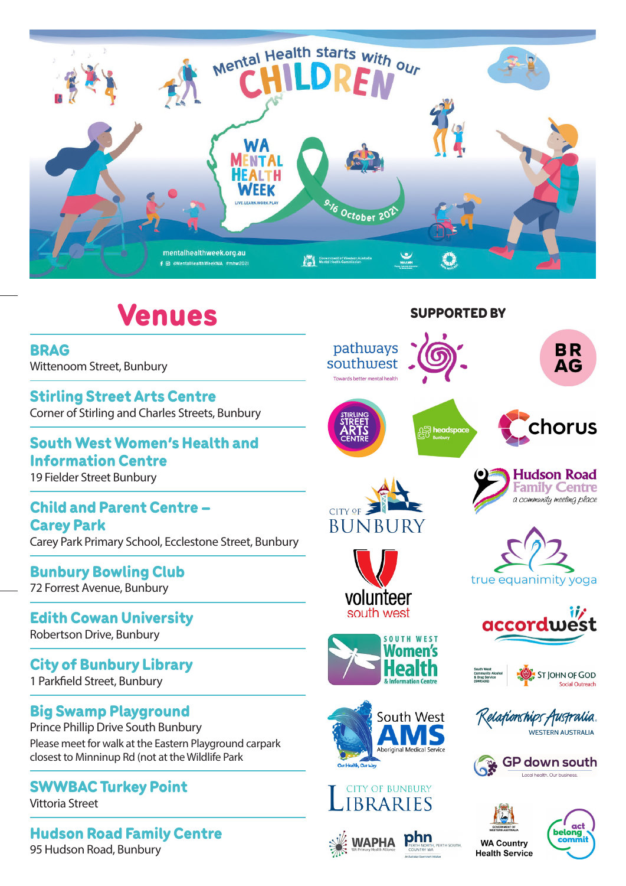Mental Health starts with our CHILDREN

WA MENTAL HEALTH WEEK

LIVE.LEARN.WORK.PLAY

9-16 October 2021

mentalhealthweek.org.au

@MentalHealthWeekWA #mhw2021

# Venues

**BRAG**
Wittenoom Street, Bunbury

**Stirling Street Arts Centre**
Corner of Stirling and Charles Streets, Bunbury

**South West Women's Health and Information Centre**
19 Fielder Street Bunbury

**Child and Parent Centre – Carey Park**
Carey Park Primary School, Ecclestone Street, Bunbury

**Bunbury Bowling Club**
72 Forrest Avenue, Bunbury

**Edith Cowan University**
Robertson Drive, Bunbury

**City of Bunbury Library**
1 Parkfield Street, Bunbury

**Big Swamp Playground**
Prince Phillip Drive South Bunbury
Please meet for walk at the Eastern Playground carpark closest to Minninup Rd (not at the Wildlife Park

**SWWBAC Turkey Point**
Vittoria Street

**Hudson Road Family Centre**
95 Hudson Road, Bunbury

## SUPPORTED BY

- pathways southwest – Towards better mental health
- BRAG
- Stirling Street Arts Centre
- headspace Bunbury
- chorus
- City of Bunbury
- Hudson Road Family Centre – a community meeting place
- true equanimity yoga
- volunteer south west
- accordwest
- South West Women's Health & Information Centre
- South West Community Alcohol & Drug Service (SWCADS)
- St John of God Social Outreach
- South West AMS Aboriginal Medical Service – Our Health, Our Way
- Relationships Australia Western Australia
- GP down south – Local health. Our business.
- City of Bunbury Libraries
- WAPHA WA Primary Health Alliance
- phn Perth North, Perth South, Country WA
- Government of Western Australia WA Country Health Service
- act belong commit